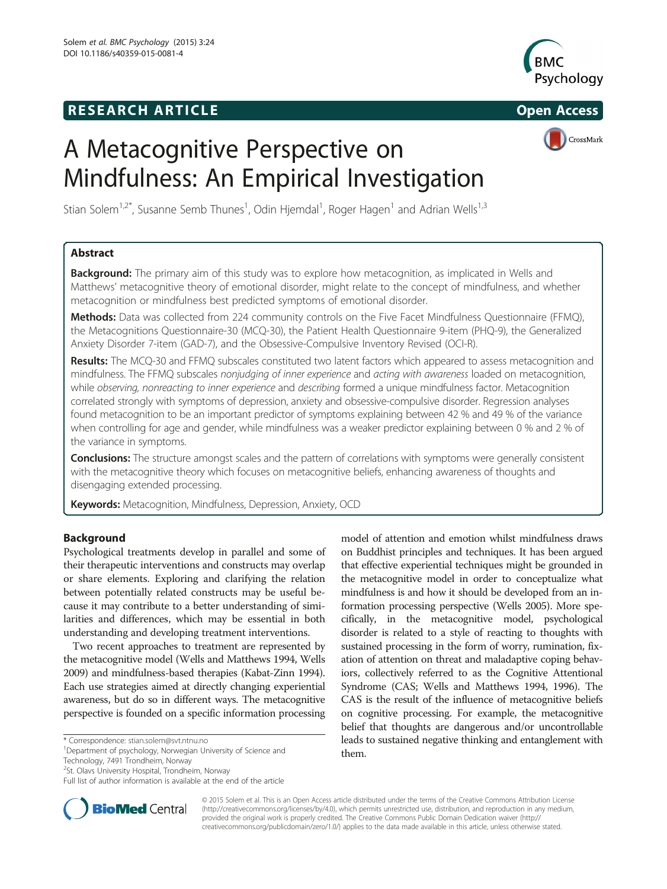**RESEARCH ARTICLE** **Open Access**

# A Metacognitive Perspective on Mindfulness: An Empirical Investigation

Stian Solem[1,2*], Susanne Semb Thunes[1], Odin Hjemdal[1], Roger Hagen[1] and Adrian Wells[1,3]

## Abstract

**Background:** The primary aim of this study was to explore how metacognition, as implicated in Wells and Matthews' metacognitive theory of emotional disorder, might relate to the concept of mindfulness, and whether metacognition or mindfulness best predicted symptoms of emotional disorder.

**Methods:** Data was collected from 224 community controls on the Five Facet Mindfulness Questionnaire (FFMQ), the Metacognitions Questionnaire-30 (MCQ-30), the Patient Health Questionnaire 9-item (PHQ-9), the Generalized Anxiety Disorder 7-item (GAD-7), and the Obsessive-Compulsive Inventory Revised (OCI-R).

**Results:** The MCQ-30 and FFMQ subscales constituted two latent factors which appeared to assess metacognition and mindfulness. The FFMQ subscales *nonjudging of inner experience* and *acting with awareness* loaded on metacognition, while *observing, nonreacting to inner experience* and *describing* formed a unique mindfulness factor. Metacognition correlated strongly with symptoms of depression, anxiety and obsessive-compulsive disorder. Regression analyses found metacognition to be an important predictor of symptoms explaining between 42 % and 49 % of the variance when controlling for age and gender, while mindfulness was a weaker predictor explaining between 0 % and 2 % of the variance in symptoms.

**Conclusions:** The structure amongst scales and the pattern of correlations with symptoms were generally consistent with the metacognitive theory which focuses on metacognitive beliefs, enhancing awareness of thoughts and disengaging extended processing.

**Keywords:** Metacognition, Mindfulness, Depression, Anxiety, OCD

## Background

Psychological treatments develop in parallel and some of their therapeutic interventions and constructs may overlap or share elements. Exploring and clarifying the relation between potentially related constructs may be useful because it may contribute to a better understanding of similarities and differences, which may be essential in both understanding and developing treatment interventions.

Two recent approaches to treatment are represented by the metacognitive model (Wells and Matthews 1994, Wells 2009) and mindfulness-based therapies (Kabat-Zinn 1994). Each use strategies aimed at directly changing experiential awareness, but do so in different ways. The metacognitive perspective is founded on a specific information processing model of attention and emotion whilst mindfulness draws on Buddhist principles and techniques. It has been argued that effective experiential techniques might be grounded in the metacognitive model in order to conceptualize what mindfulness is and how it should be developed from an information processing perspective (Wells 2005). More specifically, in the metacognitive model, psychological disorder is related to a style of reacting to thoughts with sustained processing in the form of worry, rumination, fixation of attention on threat and maladaptive coping behaviors, collectively referred to as the Cognitive Attentional Syndrome (CAS; Wells and Matthews 1994, 1996). The CAS is the result of the influence of metacognitive beliefs on cognitive processing. For example, the metacognitive belief that thoughts are dangerous and/or uncontrollable leads to sustained negative thinking and entanglement with them.

\* Correspondence: stian.solem@svt.ntnu.no

[1]Department of psychology, Norwegian University of Science and Technology, 7491 Trondheim, Norway

[2]St. Olavs University Hospital, Trondheim, Norway

Full list of author information is available at the end of the article

© 2015 Solem et al. This is an Open Access article distributed under the terms of the Creative Commons Attribution License (http://creativecommons.org/licenses/by/4.0), which permits unrestricted use, distribution, and reproduction in any medium, provided the original work is properly credited. The Creative Commons Public Domain Dedication waiver (http://creativecommons.org/publicdomain/zero/1.0/) applies to the data made available in this article, unless otherwise stated.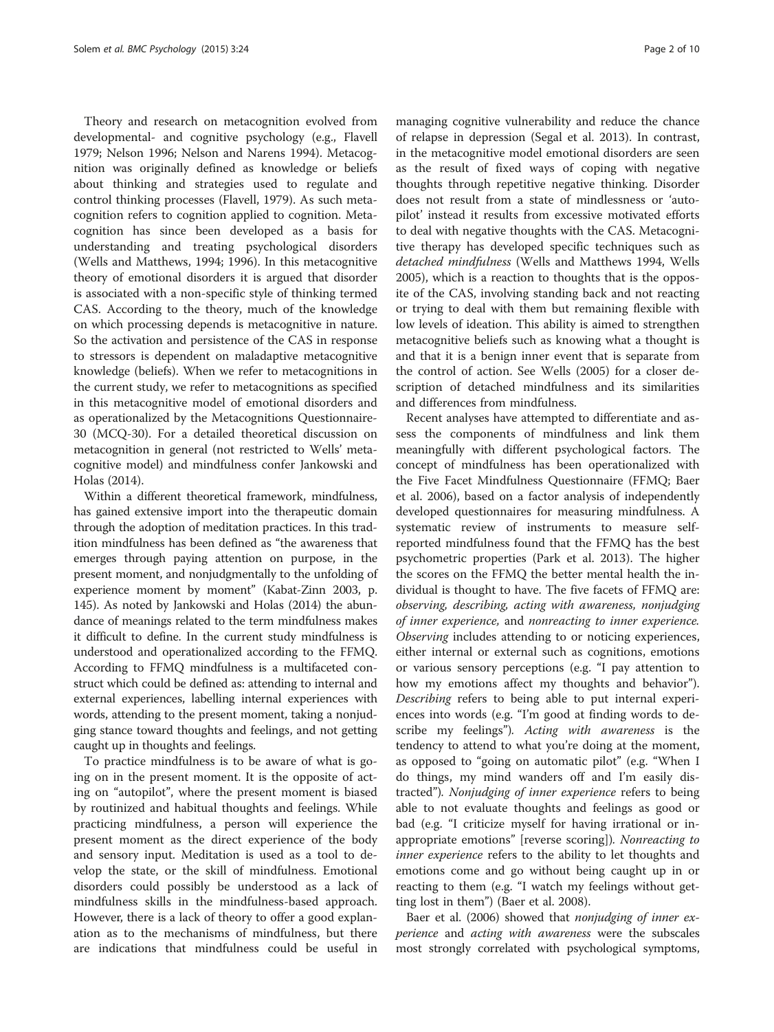Theory and research on metacognition evolved from developmental- and cognitive psychology (e.g., Flavell 1979; Nelson 1996; Nelson and Narens 1994). Metacognition was originally defined as knowledge or beliefs about thinking and strategies used to regulate and control thinking processes (Flavell, 1979). As such metacognition refers to cognition applied to cognition. Metacognition has since been developed as a basis for understanding and treating psychological disorders (Wells and Matthews, 1994; 1996). In this metacognitive theory of emotional disorders it is argued that disorder is associated with a non-specific style of thinking termed CAS. According to the theory, much of the knowledge on which processing depends is metacognitive in nature. So the activation and persistence of the CAS in response to stressors is dependent on maladaptive metacognitive knowledge (beliefs). When we refer to metacognitions in the current study, we refer to metacognitions as specified in this metacognitive model of emotional disorders and as operationalized by the Metacognitions Questionnaire-30 (MCQ-30). For a detailed theoretical discussion on metacognition in general (not restricted to Wells' metacognitive model) and mindfulness confer Jankowski and Holas (2014).

Within a different theoretical framework, mindfulness, has gained extensive import into the therapeutic domain through the adoption of meditation practices. In this tradition mindfulness has been defined as "the awareness that emerges through paying attention on purpose, in the present moment, and nonjudgmentally to the unfolding of experience moment by moment" (Kabat-Zinn 2003, p. 145). As noted by Jankowski and Holas (2014) the abundance of meanings related to the term mindfulness makes it difficult to define. In the current study mindfulness is understood and operationalized according to the FFMQ. According to FFMQ mindfulness is a multifaceted construct which could be defined as: attending to internal and external experiences, labelling internal experiences with words, attending to the present moment, taking a nonjudging stance toward thoughts and feelings, and not getting caught up in thoughts and feelings.

To practice mindfulness is to be aware of what is going on in the present moment. It is the opposite of acting on "autopilot", where the present moment is biased by routinized and habitual thoughts and feelings. While practicing mindfulness, a person will experience the present moment as the direct experience of the body and sensory input. Meditation is used as a tool to develop the state, or the skill of mindfulness. Emotional disorders could possibly be understood as a lack of mindfulness skills in the mindfulness-based approach. However, there is a lack of theory to offer a good explanation as to the mechanisms of mindfulness, but there are indications that mindfulness could be useful in managing cognitive vulnerability and reduce the chance of relapse in depression (Segal et al. 2013). In contrast, in the metacognitive model emotional disorders are seen as the result of fixed ways of coping with negative thoughts through repetitive negative thinking. Disorder does not result from a state of mindlessness or 'autopilot' instead it results from excessive motivated efforts to deal with negative thoughts with the CAS. Metacognitive therapy has developed specific techniques such as *detached mindfulness* (Wells and Matthews 1994, Wells 2005), which is a reaction to thoughts that is the opposite of the CAS, involving standing back and not reacting or trying to deal with them but remaining flexible with low levels of ideation. This ability is aimed to strengthen metacognitive beliefs such as knowing what a thought is and that it is a benign inner event that is separate from the control of action. See Wells (2005) for a closer description of detached mindfulness and its similarities and differences from mindfulness.

Recent analyses have attempted to differentiate and assess the components of mindfulness and link them meaningfully with different psychological factors. The concept of mindfulness has been operationalized with the Five Facet Mindfulness Questionnaire (FFMQ; Baer et al. 2006), based on a factor analysis of independently developed questionnaires for measuring mindfulness. A systematic review of instruments to measure self-reported mindfulness found that the FFMQ has the best psychometric properties (Park et al. 2013). The higher the scores on the FFMQ the better mental health the individual is thought to have. The five facets of FFMQ are: *observing, describing, acting with awareness, nonjudging of inner experience,* and *nonreacting to inner experience. Observing* includes attending to or noticing experiences, either internal or external such as cognitions, emotions or various sensory perceptions (e.g. "I pay attention to how my emotions affect my thoughts and behavior"). *Describing* refers to being able to put internal experiences into words (e.g. "I'm good at finding words to describe my feelings"). *Acting with awareness* is the tendency to attend to what you're doing at the moment, as opposed to "going on automatic pilot" (e.g. "When I do things, my mind wanders off and I'm easily distracted"). *Nonjudging of inner experience* refers to being able to not evaluate thoughts and feelings as good or bad (e.g. "I criticize myself for having irrational or inappropriate emotions" [reverse scoring]). *Nonreacting to inner experience* refers to the ability to let thoughts and emotions come and go without being caught up in or reacting to them (e.g. "I watch my feelings without getting lost in them") (Baer et al. 2008).

Baer et al. (2006) showed that *nonjudging of inner experience* and *acting with awareness* were the subscales most strongly correlated with psychological symptoms,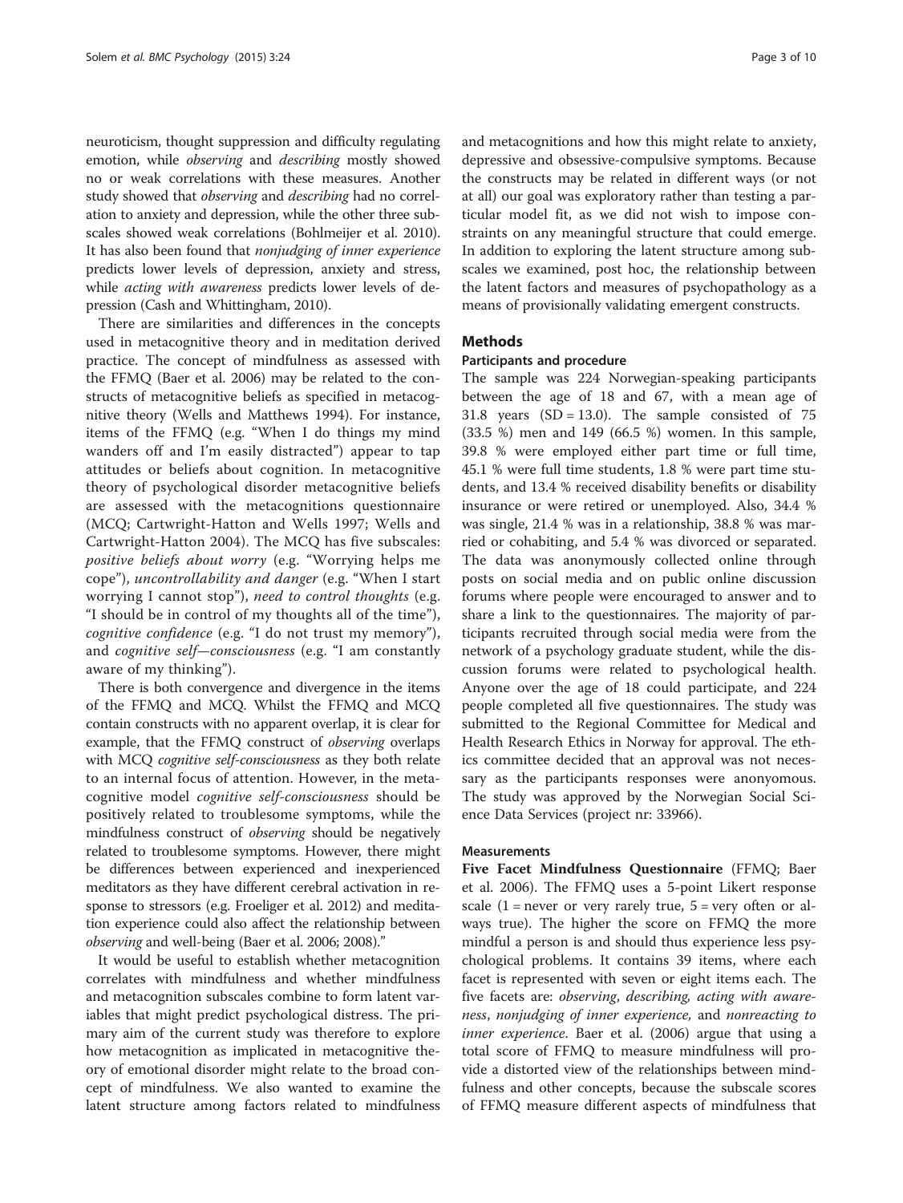neuroticism, thought suppression and difficulty regulating emotion, while *observing* and *describing* mostly showed no or weak correlations with these measures. Another study showed that *observing* and *describing* had no correlation to anxiety and depression, while the other three subscales showed weak correlations (Bohlmeijer et al. 2010). It has also been found that *nonjudging of inner experience* predicts lower levels of depression, anxiety and stress, while *acting with awareness* predicts lower levels of depression (Cash and Whittingham, 2010).

There are similarities and differences in the concepts used in metacognitive theory and in meditation derived practice. The concept of mindfulness as assessed with the FFMQ (Baer et al. 2006) may be related to the constructs of metacognitive beliefs as specified in metacognitive theory (Wells and Matthews 1994). For instance, items of the FFMQ (e.g. "When I do things my mind wanders off and I'm easily distracted") appear to tap attitudes or beliefs about cognition. In metacognitive theory of psychological disorder metacognitive beliefs are assessed with the metacognitions questionnaire (MCQ; Cartwright-Hatton and Wells 1997; Wells and Cartwright-Hatton 2004). The MCQ has five subscales: *positive beliefs about worry* (e.g. "Worrying helps me cope"), *uncontrollability and danger* (e.g. "When I start worrying I cannot stop"), *need to control thoughts* (e.g. "I should be in control of my thoughts all of the time"), *cognitive confidence* (e.g. "I do not trust my memory"), and *cognitive self—consciousness* (e.g. "I am constantly aware of my thinking").

There is both convergence and divergence in the items of the FFMQ and MCQ. Whilst the FFMQ and MCQ contain constructs with no apparent overlap, it is clear for example, that the FFMQ construct of *observing* overlaps with MCQ *cognitive self-consciousness* as they both relate to an internal focus of attention. However, in the metacognitive model *cognitive self-consciousness* should be positively related to troublesome symptoms, while the mindfulness construct of *observing* should be negatively related to troublesome symptoms. However, there might be differences between experienced and inexperienced meditators as they have different cerebral activation in response to stressors (e.g. Froeliger et al. 2012) and meditation experience could also affect the relationship between *observing* and well-being (Baer et al. 2006; 2008)."

It would be useful to establish whether metacognition correlates with mindfulness and whether mindfulness and metacognition subscales combine to form latent variables that might predict psychological distress. The primary aim of the current study was therefore to explore how metacognition as implicated in metacognitive theory of emotional disorder might relate to the broad concept of mindfulness. We also wanted to examine the latent structure among factors related to mindfulness and metacognitions and how this might relate to anxiety, depressive and obsessive-compulsive symptoms. Because the constructs may be related in different ways (or not at all) our goal was exploratory rather than testing a particular model fit, as we did not wish to impose constraints on any meaningful structure that could emerge. In addition to exploring the latent structure among subscales we examined, post hoc, the relationship between the latent factors and measures of psychopathology as a means of provisionally validating emergent constructs.

## Methods

### Participants and procedure

The sample was 224 Norwegian-speaking participants between the age of 18 and 67, with a mean age of 31.8 years (SD = 13.0). The sample consisted of 75 (33.5 %) men and 149 (66.5 %) women. In this sample, 39.8 % were employed either part time or full time, 45.1 % were full time students, 1.8 % were part time students, and 13.4 % received disability benefits or disability insurance or were retired or unemployed. Also, 34.4 % was single, 21.4 % was in a relationship, 38.8 % was married or cohabiting, and 5.4 % was divorced or separated. The data was anonymously collected online through posts on social media and on public online discussion forums where people were encouraged to answer and to share a link to the questionnaires. The majority of participants recruited through social media were from the network of a psychology graduate student, while the discussion forums were related to psychological health. Anyone over the age of 18 could participate, and 224 people completed all five questionnaires. The study was submitted to the Regional Committee for Medical and Health Research Ethics in Norway for approval. The ethics committee decided that an approval was not necessary as the participants responses were anonyomous. The study was approved by the Norwegian Social Science Data Services (project nr: 33966).

### Measurements

**Five Facet Mindfulness Questionnaire** (FFMQ; Baer et al. 2006). The FFMQ uses a 5-point Likert response scale (1 = never or very rarely true, 5 = very often or always true). The higher the score on FFMQ the more mindful a person is and should thus experience less psychological problems. It contains 39 items, where each facet is represented with seven or eight items each. The five facets are: *observing, describing, acting with awareness, nonjudging of inner experience,* and *nonreacting to inner experience*. Baer et al. (2006) argue that using a total score of FFMQ to measure mindfulness will provide a distorted view of the relationships between mindfulness and other concepts, because the subscale scores of FFMQ measure different aspects of mindfulness that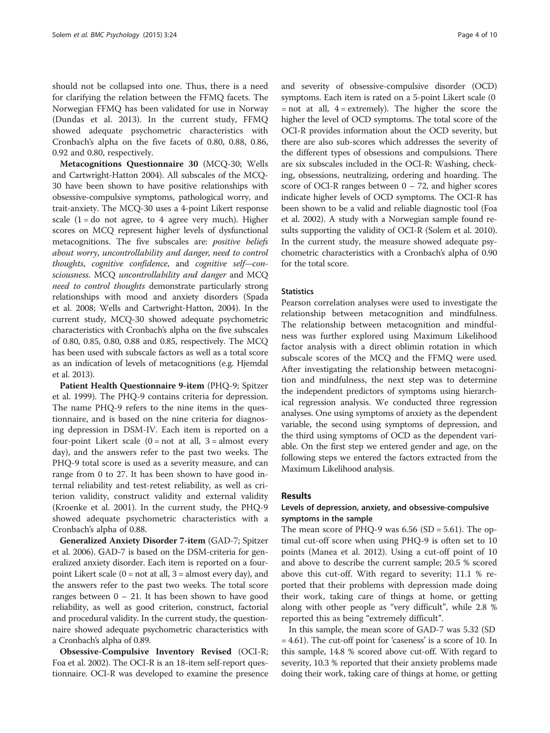should not be collapsed into one. Thus, there is a need for clarifying the relation between the FFMQ facets. The Norwegian FFMQ has been validated for use in Norway (Dundas et al. 2013). In the current study, FFMQ showed adequate psychometric characteristics with Cronbach's alpha on the five facets of 0.80, 0.88, 0.86, 0.92 and 0.80, respectively.

**Metacognitions Questionnaire 30** (MCQ-30; Wells and Cartwright-Hatton 2004). All subscales of the MCQ-30 have been shown to have positive relationships with obsessive-compulsive symptoms, pathological worry, and trait-anxiety. The MCQ-30 uses a 4-point Likert response scale (1 = do not agree, to 4 agree very much). Higher scores on MCQ represent higher levels of dysfunctional metacognitions. The five subscales are: *positive beliefs about worry*, *uncontrollability and danger*, *need to control thoughts*, *cognitive confidence*, and *cognitive self—consciousness*. MCQ *uncontrollability and danger* and MCQ *need to control thoughts* demonstrate particularly strong relationships with mood and anxiety disorders (Spada et al. 2008; Wells and Cartwright-Hatton, 2004). In the current study, MCQ-30 showed adequate psychometric characteristics with Cronbach's alpha on the five subscales of 0.80, 0.85, 0.80, 0.88 and 0.85, respectively. The MCQ has been used with subscale factors as well as a total score as an indication of levels of metacognitions (e.g. Hjemdal et al. 2013).

**Patient Health Questionnaire 9-item** (PHQ-9; Spitzer et al. 1999). The PHQ-9 contains criteria for depression. The name PHQ-9 refers to the nine items in the questionnaire, and is based on the nine criteria for diagnosing depression in DSM-IV. Each item is reported on a four-point Likert scale (0 = not at all, 3 = almost every day), and the answers refer to the past two weeks. The PHQ-9 total score is used as a severity measure, and can range from 0 to 27. It has been shown to have good internal reliability and test-retest reliability, as well as criterion validity, construct validity and external validity (Kroenke et al. 2001). In the current study, the PHQ-9 showed adequate psychometric characteristics with a Cronbach's alpha of 0.88.

**Generalized Anxiety Disorder 7-item** (GAD-7; Spitzer et al. 2006). GAD-7 is based on the DSM-criteria for generalized anxiety disorder. Each item is reported on a four-point Likert scale (0 = not at all, 3 = almost every day), and the answers refer to the past two weeks. The total score ranges between 0 – 21. It has been shown to have good reliability, as well as good criterion, construct, factorial and procedural validity. In the current study, the questionnaire showed adequate psychometric characteristics with a Cronbach's alpha of 0.89.

**Obsessive-Compulsive Inventory Revised** (OCI-R; Foa et al. 2002). The OCI-R is an 18-item self-report questionnaire. OCI-R was developed to examine the presence and severity of obsessive-compulsive disorder (OCD) symptoms. Each item is rated on a 5-point Likert scale (0 = not at all, 4 = extremely). The higher the score the higher the level of OCD symptoms. The total score of the OCI-R provides information about the OCD severity, but there are also sub-scores which addresses the severity of the different types of obsessions and compulsions. There are six subscales included in the OCI-R: Washing, checking, obsessions, neutralizing, ordering and hoarding. The score of OCI-R ranges between 0 – 72, and higher scores indicate higher levels of OCD symptoms. The OCI-R has been shown to be a valid and reliable diagnostic tool (Foa et al. 2002). A study with a Norwegian sample found results supporting the validity of OCI-R (Solem et al. 2010). In the current study, the measure showed adequate psychometric characteristics with a Cronbach's alpha of 0.90 for the total score.

### Statistics

Pearson correlation analyses were used to investigate the relationship between metacognition and mindfulness. The relationship between metacognition and mindfulness was further explored using Maximum Likelihood factor analysis with a direct oblimin rotation in which subscale scores of the MCQ and the FFMQ were used. After investigating the relationship between metacognition and mindfulness, the next step was to determine the independent predictors of symptoms using hierarchical regression analysis. We conducted three regression analyses. One using symptoms of anxiety as the dependent variable, the second using symptoms of depression, and the third using symptoms of OCD as the dependent variable. On the first step we entered gender and age, on the following steps we entered the factors extracted from the Maximum Likelihood analysis.

## Results

### Levels of depression, anxiety, and obsessive-compulsive symptoms in the sample

The mean score of PHQ-9 was 6.56 (SD = 5.61). The optimal cut-off score when using PHQ-9 is often set to 10 points (Manea et al. 2012). Using a cut-off point of 10 and above to describe the current sample; 20.5 % scored above this cut-off. With regard to severity; 11.1 % reported that their problems with depression made doing their work, taking care of things at home, or getting along with other people as "very difficult", while 2.8 % reported this as being "extremely difficult".

In this sample, the mean score of GAD-7 was 5.32 (SD = 4.61). The cut-off point for 'caseness' is a score of 10. In this sample, 14.8 % scored above cut-off. With regard to severity, 10.3 % reported that their anxiety problems made doing their work, taking care of things at home, or getting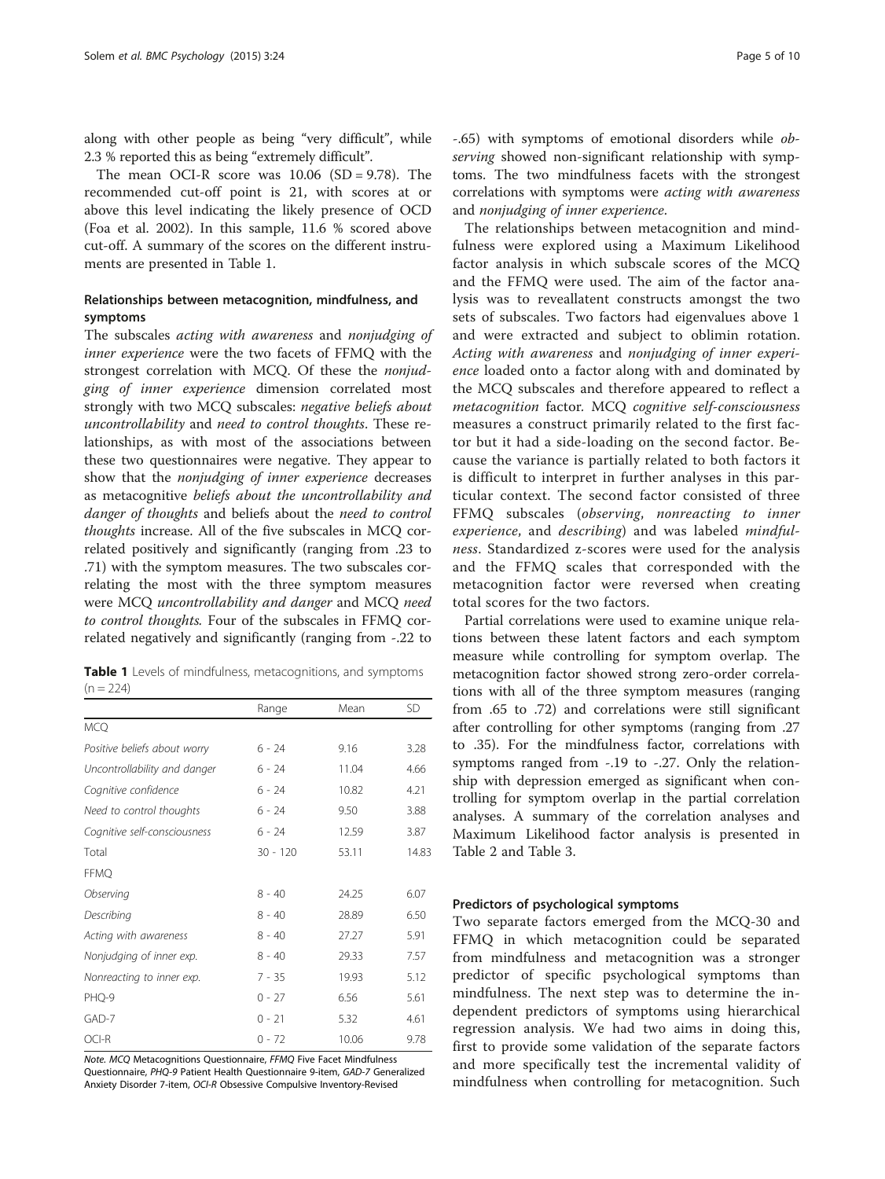along with other people as being "very difficult", while 2.3 % reported this as being "extremely difficult".

The mean OCI-R score was 10.06 (SD = 9.78). The recommended cut-off point is 21, with scores at or above this level indicating the likely presence of OCD (Foa et al. 2002). In this sample, 11.6 % scored above cut-off. A summary of the scores on the different instruments are presented in Table 1.

**Table 1** Levels of mindfulness, metacognitions, and symptoms (n = 224)

| | Range | Mean | SD |
|---|---|---|---|
| MCQ | | | |
| *Positive beliefs about worry* | 6 - 24 | 9.16 | 3.28 |
| *Uncontrollability and danger* | 6 - 24 | 11.04 | 4.66 |
| *Cognitive confidence* | 6 - 24 | 10.82 | 4.21 |
| *Need to control thoughts* | 6 - 24 | 9.50 | 3.88 |
| *Cognitive self-consciousness* | 6 - 24 | 12.59 | 3.87 |
| Total | 30 - 120 | 53.11 | 14.83 |
| FFMQ | | | |
| *Observing* | 8 - 40 | 24.25 | 6.07 |
| *Describing* | 8 - 40 | 28.89 | 6.50 |
| *Acting with awareness* | 8 - 40 | 27.27 | 5.91 |
| *Nonjudging of inner exp.* | 8 - 40 | 29.33 | 7.57 |
| *Nonreacting to inner exp.* | 7 - 35 | 19.93 | 5.12 |
| PHQ-9 | 0 - 27 | 6.56 | 5.61 |
| GAD-7 | 0 - 21 | 5.32 | 4.61 |
| OCI-R | 0 - 72 | 10.06 | 9.78 |

*Note. MCQ* Metacognitions Questionnaire, *FFMQ* Five Facet Mindfulness Questionnaire, *PHQ-9* Patient Health Questionnaire 9-item, *GAD-7* Generalized Anxiety Disorder 7-item, *OCI-R* Obsessive Compulsive Inventory-Revised

## Relationships between metacognition, mindfulness, and symptoms

The subscales *acting with awareness* and *nonjudging of inner experience* were the two facets of FFMQ with the strongest correlation with MCQ. Of these the *nonjudging of inner experience* dimension correlated most strongly with two MCQ subscales: *negative beliefs about uncontrollability* and *need to control thoughts*. These relationships, as with most of the associations between these two questionnaires were negative. They appear to show that the *nonjudging of inner experience* decreases as metacognitive *beliefs about the uncontrollability and danger of thoughts* and beliefs about the *need to control thoughts* increase. All of the five subscales in MCQ correlated positively and significantly (ranging from .23 to .71) with the symptom measures. The two subscales correlating the most with the three symptom measures were MCQ *uncontrollability and danger* and MCQ *need to control thoughts*. Four of the subscales in FFMQ correlated negatively and significantly (ranging from -.22 to -.65) with symptoms of emotional disorders while *observing* showed non-significant relationship with symptoms. The two mindfulness facets with the strongest correlations with symptoms were *acting with awareness* and *nonjudging of inner experience*.

The relationships between metacognition and mindfulness were explored using a Maximum Likelihood factor analysis in which subscale scores of the MCQ and the FFMQ were used. The aim of the factor analysis was to reveallatent constructs amongst the two sets of subscales. Two factors had eigenvalues above 1 and were extracted and subject to oblimin rotation. *Acting with awareness* and *nonjudging of inner experience* loaded onto a factor along with and dominated by the MCQ subscales and therefore appeared to reflect a *metacognition* factor. MCQ *cognitive self-consciousness* measures a construct primarily related to the first factor but it had a side-loading on the second factor. Because the variance is partially related to both factors it is difficult to interpret in further analyses in this particular context. The second factor consisted of three FFMQ subscales (*observing*, *nonreacting to inner experience*, and *describing*) and was labeled *mindfulness*. Standardized z-scores were used for the analysis and the FFMQ scales that corresponded with the metacognition factor were reversed when creating total scores for the two factors.

Partial correlations were used to examine unique relations between these latent factors and each symptom measure while controlling for symptom overlap. The metacognition factor showed strong zero-order correlations with all of the three symptom measures (ranging from .65 to .72) and correlations were still significant after controlling for other symptoms (ranging from .27 to .35). For the mindfulness factor, correlations with symptoms ranged from -.19 to -.27. Only the relationship with depression emerged as significant when controlling for symptom overlap in the partial correlation analyses. A summary of the correlation analyses and Maximum Likelihood factor analysis is presented in Table 2 and Table 3.

## Predictors of psychological symptoms

Two separate factors emerged from the MCQ-30 and FFMQ in which metacognition could be separated from mindfulness and metacognition was a stronger predictor of specific psychological symptoms than mindfulness. The next step was to determine the independent predictors of symptoms using hierarchical regression analysis. We had two aims in doing this, first to provide some validation of the separate factors and more specifically test the incremental validity of mindfulness when controlling for metacognition. Such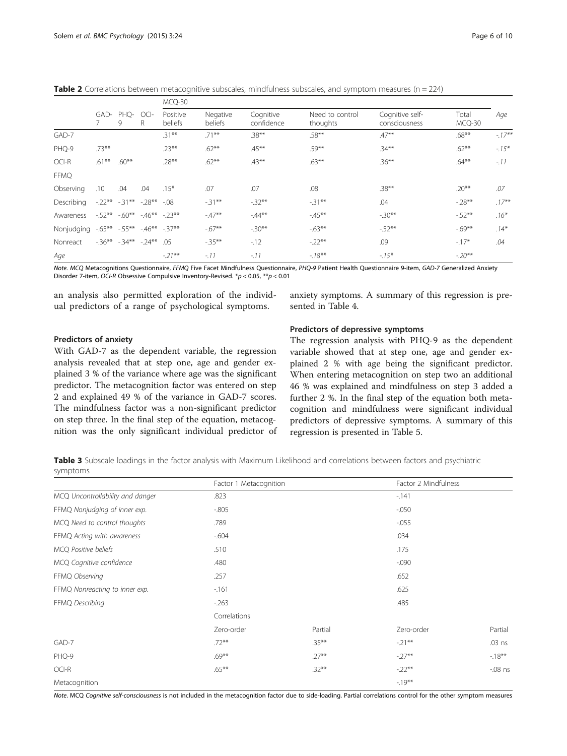**Table 2** Correlations between metacognitive subscales, mindfulness subscales, and symptom measures (n = 224)

| | GAD-7 | PHQ-9 | OCI-R | MCQ-30 Positive beliefs | Negative beliefs | Cognitive confidence | Need to control thoughts | Cognitive self-consciousness | Total MCQ-30 | *Age* |
|---|---|---|---|---|---|---|---|---|---|---|
| GAD-7 | | | | .31** | .71** | .38** | .58** | .47** | .68** | *-.17*** |
| PHQ-9 | .73** | | | .23** | .62** | .45** | .59** | .34** | .62** | *-.15** |
| OCI-R | .61** | .60** | | .28** | .62** | .43** | .63** | .36** | .64** | *-.11* |
| FFMQ | | | | | | | | | | |
| Observing | .10 | .04 | .04 | .15* | .07 | .07 | .08 | .38** | .20** | *.07* |
| Describing | -.22** | -.31** | -.28** | -.08 | -.31** | -.32** | -.31** | .04 | -.28** | *.17*** |
| Awareness | -.52** | -.60** | -.46** | -.23** | -.47** | -.44** | -.45** | -.30** | -.52** | *.16** |
| Nonjudging | -.65** | -.55** | -.46** | -.37** | -.67** | -.30** | -.63** | -.52** | -.69** | *.14** |
| Nonreact | -.36** | -.34** | -.24** | .05 | -.35** | -.12 | -.22** | .09 | -.17* | *.04* |
| *Age* | | | | *-.21*** | *-.11* | *-.11* | *-.18*** | *-.15** | *-.20*** | |

*Note.* *MCQ* Metacognitions Questionnaire, *FFMQ* Five Facet Mindfulness Questionnaire, *PHQ-9* Patient Health Questionnaire 9-item, *GAD-7* Generalized Anxiety Disorder 7-item, *OCI-R* Obsessive Compulsive Inventory-Revised. *$p < 0.05$, **$p < 0.01$

an analysis also permitted exploration of the individual predictors of a range of psychological symptoms.

#### Predictors of anxiety

With GAD-7 as the dependent variable, the regression analysis revealed that at step one, age and gender explained 3 % of the variance where age was the significant predictor. The metacognition factor was entered on step 2 and explained 49 % of the variance in GAD-7 scores. The mindfulness factor was a non-significant predictor on step three. In the final step of the equation, metacognition was the only significant individual predictor of anxiety symptoms. A summary of this regression is presented in Table 4.

#### Predictors of depressive symptoms

The regression analysis with PHQ-9 as the dependent variable showed that at step one, age and gender explained 2 % with age being the significant predictor. When entering metacognition on step two an additional 46 % was explained and mindfulness on step 3 added a further 2 %. In the final step of the equation both metacognition and mindfulness were significant individual predictors of depressive symptoms. A summary of this regression is presented in Table 5.

**Table 3** Subscale loadings in the factor analysis with Maximum Likelihood and correlations between factors and psychiatric symptoms

| | Factor 1 Metacognition | | Factor 2 Mindfulness | |
|---|---|---|---|---|
| MCQ *Uncontrollability and danger* | .823 | | -.141 | |
| FFMQ *Nonjudging of inner exp.* | -.805 | | -.050 | |
| MCQ *Need to control thoughts* | .789 | | -.055 | |
| FFMQ *Acting with awareness* | -.604 | | .034 | |
| MCQ *Positive beliefs* | .510 | | .175 | |
| MCQ *Cognitive confidence* | .480 | | -.090 | |
| FFMQ *Observing* | .257 | | .652 | |
| FFMQ *Nonreacting to inner exp.* | -.161 | | .625 | |
| FFMQ *Describing* | -.263 | | .485 | |
| | Correlations | | | |
| | Zero-order | Partial | Zero-order | Partial |
| GAD-7 | .72** | .35** | -.21** | .03 ns |
| PHQ-9 | .69** | .27** | -.27** | -.18** |
| OCI-R | .65** | .32** | -.22** | -.08 ns |
| Metacognition | | | -.19** | |

*Note.* MCQ *Cognitive self-consciousness* is not included in the metacognition factor due to side-loading. Partial correlations control for the other symptom measures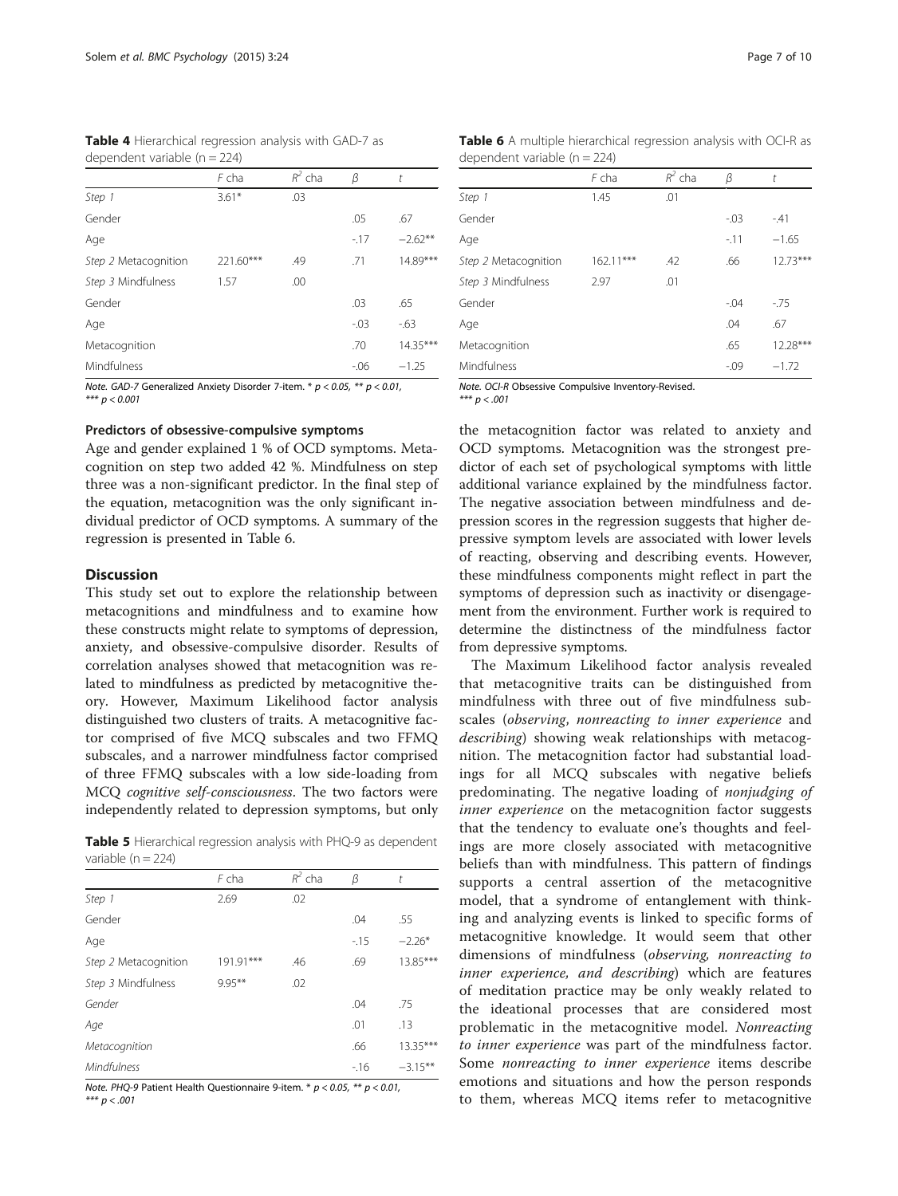**Table 4** Hierarchical regression analysis with GAD-7 as dependent variable (n = 224)

| | *F* cha | $R^2$ cha | *β* | *t* |
|---|---|---|---|---|
| *Step 1* | 3.61* | .03 | | |
| Gender | | | .05 | .67 |
| Age | | | -.17 | −2.62** |
| *Step 2* Metacognition | 221.60*** | .49 | .71 | 14.89*** |
| *Step 3* Mindfulness | 1.57 | .00 | | |
| Gender | | | .03 | .65 |
| Age | | | -.03 | -.63 |
| Metacognition | | | .70 | 14.35*** |
| Mindfulness | | | -.06 | −1.25 |

*Note. GAD-7* Generalized Anxiety Disorder 7-item. * $p < 0.05$, ** $p < 0.01$, *** $p < 0.001$

### Predictors of obsessive-compulsive symptoms

Age and gender explained 1 % of OCD symptoms. Metacognition on step two added 42 %. Mindfulness on step three was a non-significant predictor. In the final step of the equation, metacognition was the only significant individual predictor of OCD symptoms. A summary of the regression is presented in Table 6.

## Discussion

This study set out to explore the relationship between metacognitions and mindfulness and to examine how these constructs might relate to symptoms of depression, anxiety, and obsessive-compulsive disorder. Results of correlation analyses showed that metacognition was related to mindfulness as predicted by metacognitive theory. However, Maximum Likelihood factor analysis distinguished two clusters of traits. A metacognitive factor comprised of five MCQ subscales and two FFMQ subscales, and a narrower mindfulness factor comprised of three FFMQ subscales with a low side-loading from MCQ *cognitive self-consciousness*. The two factors were independently related to depression symptoms, but only the metacognition factor was related to anxiety and OCD symptoms. Metacognition was the strongest predictor of each set of psychological symptoms with little additional variance explained by the mindfulness factor. The negative association between mindfulness and depression scores in the regression suggests that higher depressive symptom levels are associated with lower levels of reacting, observing and describing events. However, these mindfulness components might reflect in part the symptoms of depression such as inactivity or disengagement from the environment. Further work is required to determine the distinctness of the mindfulness factor from depressive symptoms.

**Table 5** Hierarchical regression analysis with PHQ-9 as dependent variable (n = 224)

| | *F* cha | $R^2$ cha | *β* | *t* |
|---|---|---|---|---|
| *Step 1* | 2.69 | .02 | | |
| Gender | | | .04 | .55 |
| Age | | | -.15 | −2.26* |
| *Step 2* Metacognition | 191.91*** | .46 | .69 | 13.85*** |
| *Step 3* Mindfulness | 9.95** | .02 | | |
| *Gender* | | | .04 | .75 |
| *Age* | | | .01 | .13 |
| *Metacognition* | | | .66 | 13.35*** |
| *Mindfulness* | | | -.16 | −3.15** |

*Note. PHQ-9* Patient Health Questionnaire 9-item. * $p < 0.05$, ** $p < 0.01$, *** $p < .001$

**Table 6** A multiple hierarchical regression analysis with OCI-R as dependent variable (n = 224)

| | *F* cha | $R^2$ cha | *β* | *t* |
|---|---|---|---|---|
| *Step 1* | 1.45 | .01 | | |
| Gender | | | -.03 | -.41 |
| Age | | | -.11 | −1.65 |
| *Step 2* Metacognition | 162.11*** | .42 | .66 | 12.73*** |
| *Step 3* Mindfulness | 2.97 | .01 | | |
| Gender | | | -.04 | -.75 |
| Age | | | .04 | .67 |
| Metacognition | | | .65 | 12.28*** |
| Mindfulness | | | -.09 | −1.72 |

*Note. OCI-R* Obsessive Compulsive Inventory-Revised.
*** $p < .001$

The Maximum Likelihood factor analysis revealed that metacognitive traits can be distinguished from mindfulness with three out of five mindfulness subscales (*observing*, *nonreacting to inner experience* and *describing*) showing weak relationships with metacognition. The metacognition factor had substantial loadings for all MCQ subscales with negative beliefs predominating. The negative loading of *nonjudging of inner experience* on the metacognition factor suggests that the tendency to evaluate one's thoughts and feelings are more closely associated with metacognitive beliefs than with mindfulness. This pattern of findings supports a central assertion of the metacognitive model, that a syndrome of entanglement with thinking and analyzing events is linked to specific forms of metacognitive knowledge. It would seem that other dimensions of mindfulness (*observing, nonreacting to inner experience, and describing*) which are features of meditation practice may be only weakly related to the ideational processes that are considered most problematic in the metacognitive model. *Nonreacting to inner experience* was part of the mindfulness factor. Some *nonreacting to inner experience* items describe emotions and situations and how the person responds to them, whereas MCQ items refer to metacognitive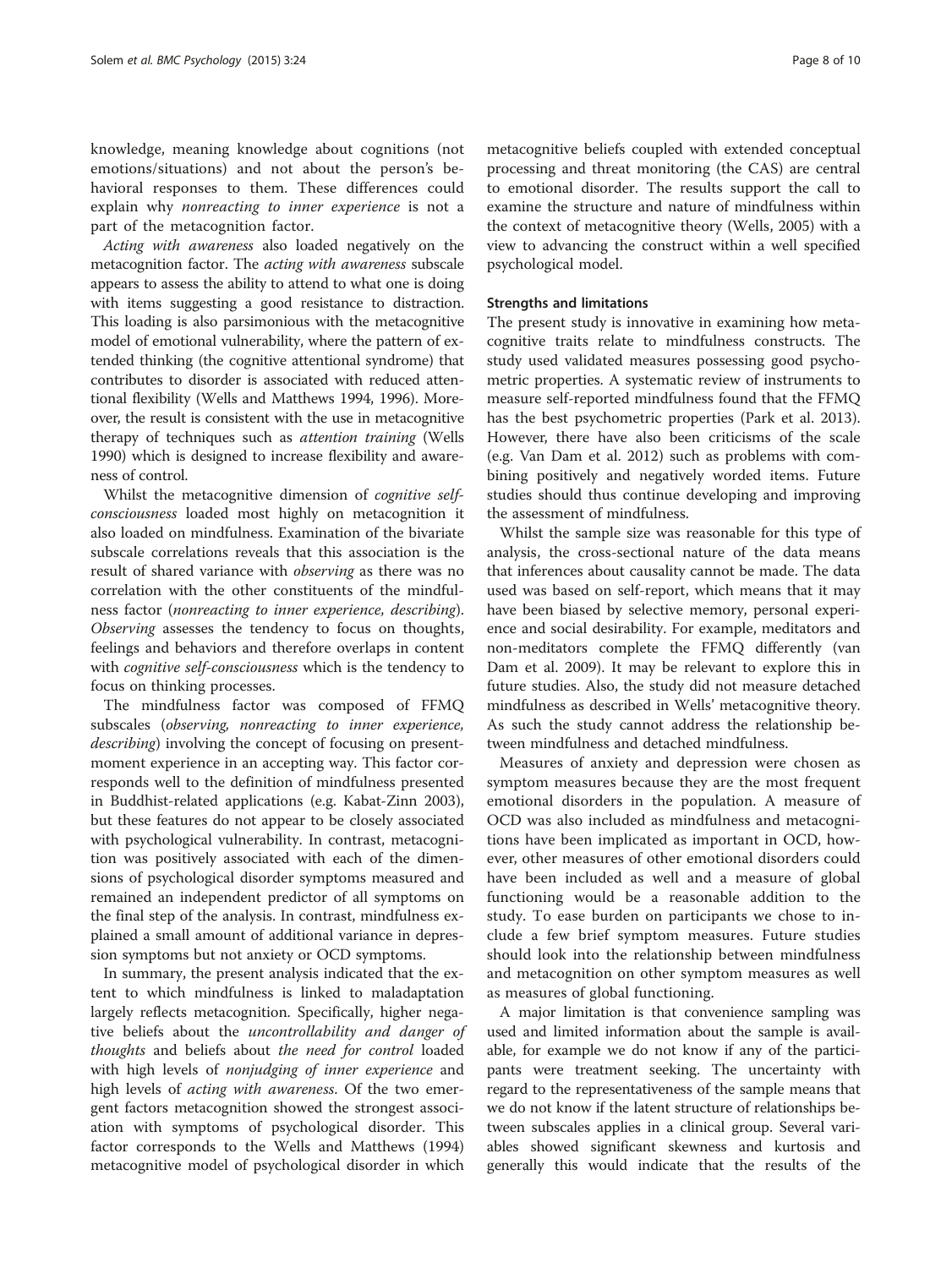knowledge, meaning knowledge about cognitions (not emotions/situations) and not about the person's behavioral responses to them. These differences could explain why *nonreacting to inner experience* is not a part of the metacognition factor.

*Acting with awareness* also loaded negatively on the metacognition factor. The *acting with awareness* subscale appears to assess the ability to attend to what one is doing with items suggesting a good resistance to distraction. This loading is also parsimonious with the metacognitive model of emotional vulnerability, where the pattern of extended thinking (the cognitive attentional syndrome) that contributes to disorder is associated with reduced attentional flexibility (Wells and Matthews 1994, 1996). Moreover, the result is consistent with the use in metacognitive therapy of techniques such as *attention training* (Wells 1990) which is designed to increase flexibility and awareness of control.

Whilst the metacognitive dimension of *cognitive self-consciousness* loaded most highly on metacognition it also loaded on mindfulness. Examination of the bivariate subscale correlations reveals that this association is the result of shared variance with *observing* as there was no correlation with the other constituents of the mindfulness factor (*nonreacting to inner experience, describing*). *Observing* assesses the tendency to focus on thoughts, feelings and behaviors and therefore overlaps in content with *cognitive self-consciousness* which is the tendency to focus on thinking processes.

The mindfulness factor was composed of FFMQ subscales (*observing, nonreacting to inner experience, describing*) involving the concept of focusing on present-moment experience in an accepting way. This factor corresponds well to the definition of mindfulness presented in Buddhist-related applications (e.g. Kabat-Zinn 2003), but these features do not appear to be closely associated with psychological vulnerability. In contrast, metacognition was positively associated with each of the dimensions of psychological disorder symptoms measured and remained an independent predictor of all symptoms on the final step of the analysis. In contrast, mindfulness explained a small amount of additional variance in depression symptoms but not anxiety or OCD symptoms.

In summary, the present analysis indicated that the extent to which mindfulness is linked to maladaptation largely reflects metacognition. Specifically, higher negative beliefs about the *uncontrollability and danger of thoughts* and beliefs about *the need for control* loaded with high levels of *nonjudging of inner experience* and high levels of *acting with awareness*. Of the two emergent factors metacognition showed the strongest association with symptoms of psychological disorder. This factor corresponds to the Wells and Matthews (1994) metacognitive model of psychological disorder in which metacognitive beliefs coupled with extended conceptual processing and threat monitoring (the CAS) are central to emotional disorder. The results support the call to examine the structure and nature of mindfulness within the context of metacognitive theory (Wells, 2005) with a view to advancing the construct within a well specified psychological model.

#### Strengths and limitations

The present study is innovative in examining how metacognitive traits relate to mindfulness constructs. The study used validated measures possessing good psychometric properties. A systematic review of instruments to measure self-reported mindfulness found that the FFMQ has the best psychometric properties (Park et al. 2013). However, there have also been criticisms of the scale (e.g. Van Dam et al. 2012) such as problems with combining positively and negatively worded items. Future studies should thus continue developing and improving the assessment of mindfulness.

Whilst the sample size was reasonable for this type of analysis, the cross-sectional nature of the data means that inferences about causality cannot be made. The data used was based on self-report, which means that it may have been biased by selective memory, personal experience and social desirability. For example, meditators and non-meditators complete the FFMQ differently (van Dam et al. 2009). It may be relevant to explore this in future studies. Also, the study did not measure detached mindfulness as described in Wells' metacognitive theory. As such the study cannot address the relationship between mindfulness and detached mindfulness.

Measures of anxiety and depression were chosen as symptom measures because they are the most frequent emotional disorders in the population. A measure of OCD was also included as mindfulness and metacognitions have been implicated as important in OCD, however, other measures of other emotional disorders could have been included as well and a measure of global functioning would be a reasonable addition to the study. To ease burden on participants we chose to include a few brief symptom measures. Future studies should look into the relationship between mindfulness and metacognition on other symptom measures as well as measures of global functioning.

A major limitation is that convenience sampling was used and limited information about the sample is available, for example we do not know if any of the participants were treatment seeking. The uncertainty with regard to the representativeness of the sample means that we do not know if the latent structure of relationships between subscales applies in a clinical group. Several variables showed significant skewness and kurtosis and generally this would indicate that the results of the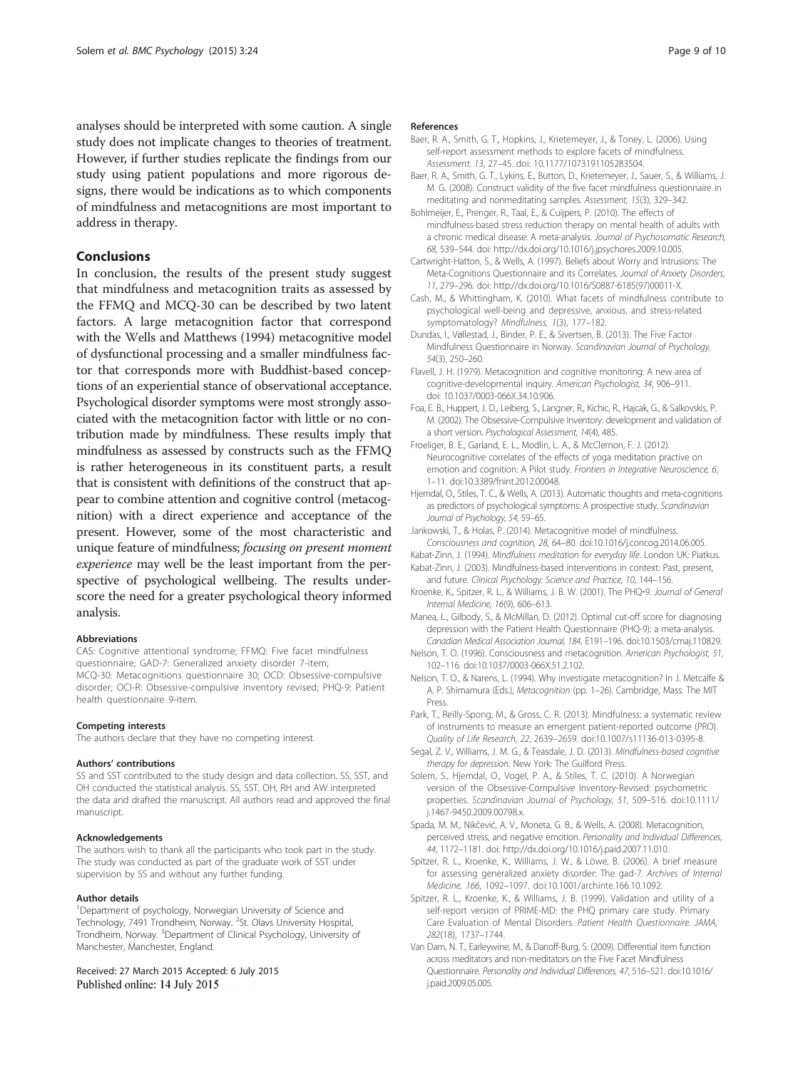analyses should be interpreted with some caution. A single study does not implicate changes to theories of treatment. However, if further studies replicate the findings from our study using patient populations and more rigorous designs, there would be indications as to which components of mindfulness and metacognitions are most important to address in therapy.

## Conclusions

In conclusion, the results of the present study suggest that mindfulness and metacognition traits as assessed by the FFMQ and MCQ-30 can be described by two latent factors. A large metacognition factor that correspond with the Wells and Matthews (1994) metacognitive model of dysfunctional processing and a smaller mindfulness factor that corresponds more with Buddhist-based conceptions of an experiential stance of observational acceptance. Psychological disorder symptoms were most strongly associated with the metacognition factor with little or no contribution made by mindfulness. These results imply that mindfulness as assessed by constructs such as the FFMQ is rather heterogeneous in its constituent parts, a result that is consistent with definitions of the construct that appear to combine attention and cognitive control (metacognition) with a direct experience and acceptance of the present. However, some of the most characteristic and unique feature of mindfulness; *focusing on present moment experience* may well be the least important from the perspective of psychological wellbeing. The results underscore the need for a greater psychological theory informed analysis.

#### Abbreviations

CAS: Cognitive attentional syndrome; FFMQ: Five facet mindfulness questionnaire; GAD-7: Generalized anxiety disorder 7-item; MCQ-30: Metacognitions questionnaire 30; OCD: Obsessive-compulsive disorder; OCI-R: Obsessive-compulsive inventory revised; PHQ-9: Patient health questionnaire 9-item.

#### Competing interests

The authors declare that they have no competing interest.

#### Authors' contributions

SS and SST contributed to the study design and data collection. SS, SST, and OH conducted the statistical analysis. SS, SST, OH, RH and AW interpreted the data and drafted the manuscript. All authors read and approved the final manuscript.

#### Acknowledgements

The authors wish to thank all the participants who took part in the study. The study was conducted as part of the graduate work of SST under supervision by SS and without any further funding.

#### Author details

[1]Department of psychology, Norwegian University of Science and Technology, 7491 Trondheim, Norway. [2]St. Olavs University Hospital, Trondheim, Norway. [3]Department of Clinical Psychology, University of Manchester, Manchester, England.

Received: 27 March 2015 Accepted: 6 July 2015
Published online: 14 July 2015

#### References

- Baer, R. A., Smith, G. T., Hopkins, J., Krietemeyer, J., & Toney, L. (2006). Using self-report assessment methods to explore facets of mindfulness. *Assessment, 13*, 27–45. doi: 10.1177/1073191105283504.
- Baer, R. A., Smith, G. T., Lykins, E., Button, D., Krietemeyer, J., Sauer, S., & Williams, J. M. G. (2008). Construct validity of the five facet mindfulness questionnaire in meditating and nonmeditating samples. *Assessment, 15*(3), 329–342.
- Bohlmeijer, E., Prenger, R., Taal, E., & Cuijpers, P. (2010). The effects of mindfulness-based stress reduction therapy on mental health of adults with a chronic medical disease: A meta-analysis. *Journal of Psychosomatic Research, 68*, 539–544. doi: http://dx.doi.org/10.1016/j.jpsychores.2009.10.005.
- Cartwright-Hatton, S., & Wells, A. (1997). Beliefs about Worry and Intrusions: The Meta-Cognitions Questionnaire and its Correlates. *Journal of Anxiety Disorders, 11*, 279–296. doi: http://dx.doi.org/10.1016/S0887-6185(97)00011-X.
- Cash, M., & Whittingham, K. (2010). What facets of mindfulness contribute to psychological well-being and depressive, anxious, and stress-related symptomatology? *Mindfulness, 1*(3), 177–182.
- Dundas, I., Vøllestad, J., Binder, P. E., & Sivertsen, B. (2013). The Five Factor Mindfulness Questionnaire in Norway. *Scandinavian Journal of Psychology, 54*(3), 250–260.
- Flavell, J. H. (1979). Metacognition and cognitive monitoring: A new area of cognitive-developmental inquiry. *American Psychologist, 34*, 906–911. doi: 10.1037/0003-066X.34.10.906.
- Foa, E. B., Huppert, J. D., Leiberg, S., Langner, R., Kichic, R., Hajcak, G., & Salkovskis, P. M. (2002). The Obsessive-Compulsive Inventory: development and validation of a short version. *Psychological Assessment, 14*(4), 485.
- Froeliger, B. E., Garland, E. L., Modlin, L. A., & McClernon, F. J. (2012). Neurocognitive correlates of the effects of yoga meditation practive on emotion and cognition: A Pilot study. *Frontiers in Integrative Neuroscience, 6*, 1–11. doi:10.3389/fnint.2012.00048.
- Hjemdal, O., Stiles, T. C., & Wells, A. (2013). Automatic thoughts and meta-cognitions as predictors of psychological symptoms: A prospective study. *Scandinavian Journal of Psychology, 54*, 59–65.
- Jankowski, T., & Holas, P. (2014). Metacognitive model of mindfulness. *Consciousness and cognition, 28*, 64–80. doi:10.1016/j.concog.2014.06.005.
- Kabat-Zinn, J. (1994). *Mindfulness meditation for everyday life*. London UK: Piatkus.
- Kabat-Zinn, J. (2003). Mindfulness-based interventions in context: Past, present, and future. *Clinical Psychology: Science and Practice, 10*, 144–156.
- Kroenke, K., Spitzer, R. L., & Williams, J. B. W. (2001). The PHQ-9. *Journal of General Internal Medicine, 16*(9), 606–613.
- Manea, L., Gilbody, S., & McMillan, D. (2012). Optimal cut-off score for diagnosing depression with the Patient Health Questionnaire (PHQ-9): a meta-analysis. *Canadian Medical Association Journal, 184*, E191–196. doi:10.1503/cmaj.110829.
- Nelson, T. O. (1996). Consciousness and metacognition. *American Psychologist, 51*, 102–116. doi:10.1037/0003-066X.51.2.102.
- Nelson, T. O., & Narens, L. (1994). Why investigate metacognition? In J. Metcalfe & A. P. Shimamura (Eds.), *Metacognition* (pp. 1–26). Cambridge, Mass: The MIT Press.
- Park, T., Reilly-Spong, M., & Gross, C. R. (2013). Mindfulness: a systematic review of instruments to measure an emergent patient-reported outcome (PRO). *Quality of Life Research, 22*, 2639–2659. doi:10.1007/s11136-013-0395-8.
- Segal, Z. V., Williams, J. M. G., & Teasdale, J. D. (2013). *Mindfulness-based cognitive therapy for depression*. New York: The Guilford Press.
- Solem, S., Hjemdal, O., Vogel, P. A., & Stiles, T. C. (2010). A Norwegian version of the Obsessive-Compulsive Inventory-Revised: psychometric properties. *Scandinavian Journal of Psychology, 51*, 509–516. doi:10.1111/j.1467-9450.2009.00798.x.
- Spada, M. M., Nikčević, A. V., Moneta, G. B., & Wells, A. (2008). Metacognition, perceived stress, and negative emotion. *Personality and Individual Differences, 44*, 1172–1181. doi: http://dx.doi.org/10.1016/j.paid.2007.11.010.
- Spitzer, R. L., Kroenke, K., Williams, J. W., & Löwe, B. (2006). A brief measure for assessing generalized anxiety disorder: The gad-7. *Archives of Internal Medicine, 166*, 1092–1097. doi:10.1001/archinte.166.10.1092.
- Spitzer, R. L., Kroenke, K., & Williams, J. B. (1999). Validation and utility of a self-report version of PRIME-MD: the PHQ primary care study. Primary Care Evaluation of Mental Disorders. Patient Health Questionnaire. *JAMA, 282*(18), 1737–1744.
- Van Dam, N. T., Earleywine, M., & Danoff-Burg, S. (2009). Differential item function across meditators and non-meditators on the Five Facet Mindfulness Questionnaire. *Personality and Individual Differences, 47*, 516–521. doi:10.1016/j.paid.2009.05.005.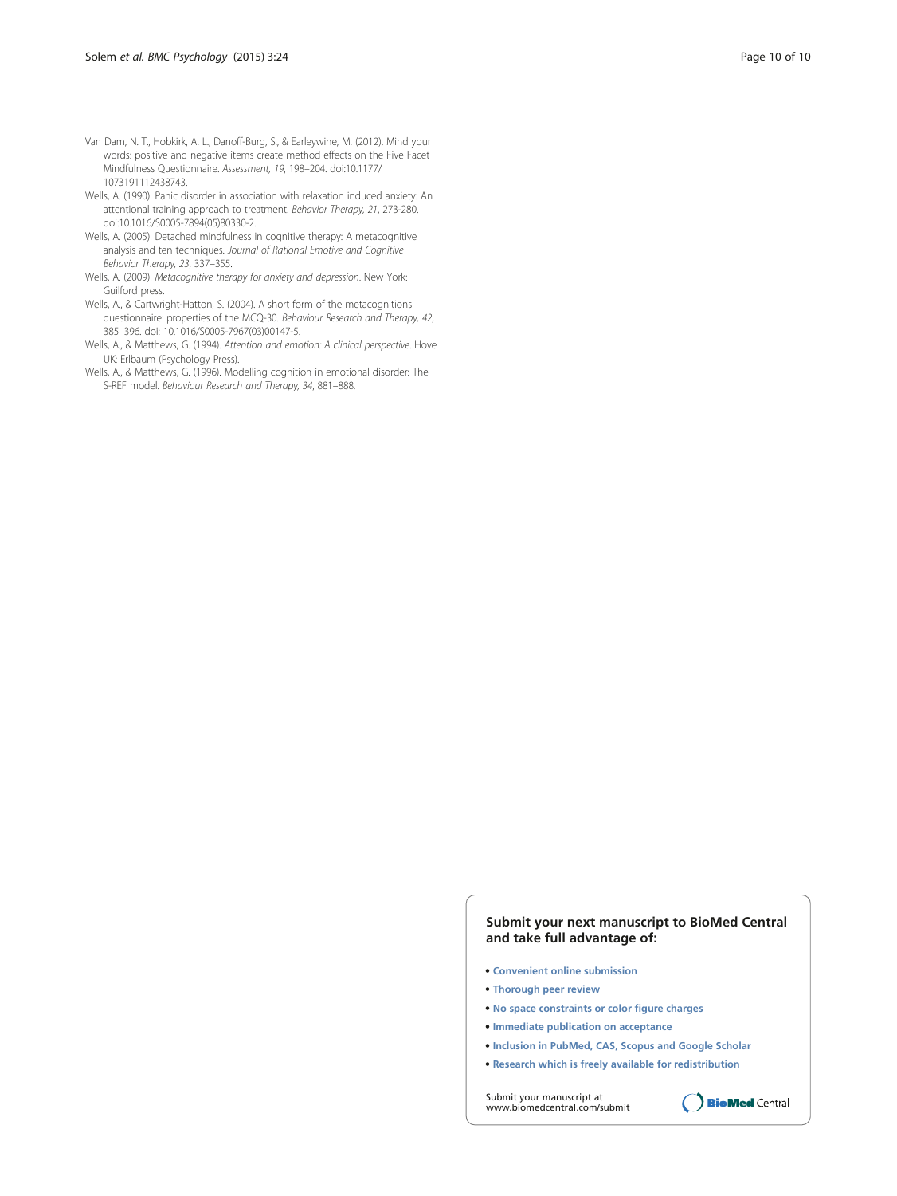Van Dam, N. T., Hobkirk, A. L., Danoff-Burg, S., & Earleywine, M. (2012). Mind your words: positive and negative items create method effects on the Five Facet Mindfulness Questionnaire. *Assessment, 19*, 198–204. doi:10.1177/1073191112438743.

Wells, A. (1990). Panic disorder in association with relaxation induced anxiety: An attentional training approach to treatment. *Behavior Therapy, 21*, 273-280. doi:10.1016/S0005-7894(05)80330-2.

Wells, A. (2005). Detached mindfulness in cognitive therapy: A metacognitive analysis and ten techniques. *Journal of Rational Emotive and Cognitive Behavior Therapy, 23*, 337–355.

Wells, A. (2009). *Metacognitive therapy for anxiety and depression*. New York: Guilford press.

Wells, A., & Cartwright-Hatton, S. (2004). A short form of the metacognitions questionnaire: properties of the MCQ-30. *Behaviour Research and Therapy, 42*, 385–396. doi: 10.1016/S0005-7967(03)00147-5.

Wells, A., & Matthews, G. (1994). *Attention and emotion: A clinical perspective*. Hove UK: Erlbaum (Psychology Press).

Wells, A., & Matthews, G. (1996). Modelling cognition in emotional disorder: The S-REF model. *Behaviour Research and Therapy, 34*, 881–888.

**Submit your next manuscript to BioMed Central and take full advantage of:**

- **Convenient online submission**
- **Thorough peer review**
- **No space constraints or color figure charges**
- **Immediate publication on acceptance**
- **Inclusion in PubMed, CAS, Scopus and Google Scholar**
- **Research which is freely available for redistribution**

Submit your manuscript at www.biomedcentral.com/submit

BioMed Central